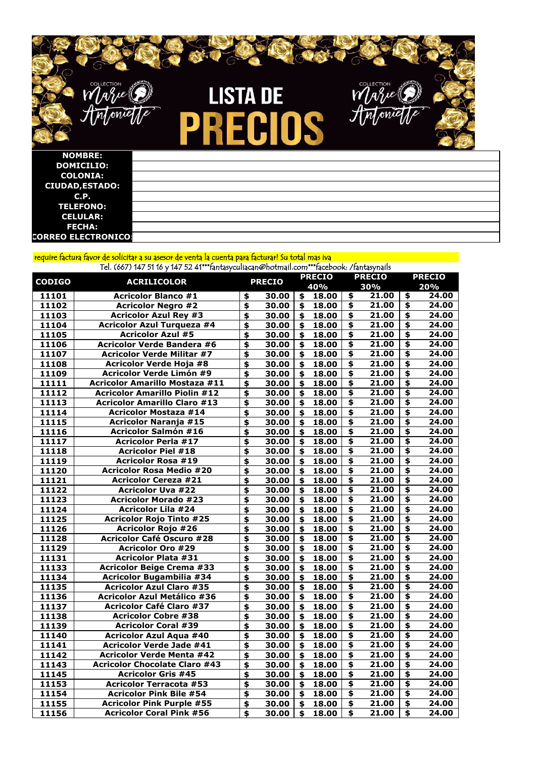# LISTA DE PRECIOS

COLLECTION Marie Antoniette

| NOMBRE: | |
|---|---|
| DOMICILIO: | |
| COLONIA: | |
| CIUDAD,ESTADO: | |
| C.P. | |
| TELEFONO: | |
| CELULAR: | |
| FECHA: | |
| CORREO ELECTRONICO: | |

require factura favor de solicitar a su asesor de venta la cuenta para facturar! Su total mas iva

Tel. (667) 147 51 16 y 147 52 41***fantasyculiacan@hotmail.com***facebook: /fantasynails

| CODIGO | ACRILICOLOR | PRECIO | PRECIO 40% | PRECIO 30% | PRECIO 20% |
|---|---|---|---|---|---|
| 11101 | Acricolor Blanco #1 | $ 30.00 | $ 18.00 | $ 21.00 | $ 24.00 |
| 11102 | Acricolor Negro #2 | $ 30.00 | $ 18.00 | $ 21.00 | $ 24.00 |
| 11103 | Acricolor Azul Rey #3 | $ 30.00 | $ 18.00 | $ 21.00 | $ 24.00 |
| 11104 | Acricolor Azul Turqueza #4 | $ 30.00 | $ 18.00 | $ 21.00 | $ 24.00 |
| 11105 | Acricolor Azul #5 | $ 30.00 | $ 18.00 | $ 21.00 | $ 24.00 |
| 11106 | Acricolor Verde Bandera #6 | $ 30.00 | $ 18.00 | $ 21.00 | $ 24.00 |
| 11107 | Acricolor Verde Militar #7 | $ 30.00 | $ 18.00 | $ 21.00 | $ 24.00 |
| 11108 | Acricolor Verde Hoja #8 | $ 30.00 | $ 18.00 | $ 21.00 | $ 24.00 |
| 11109 | Acricolor Verde Limón #9 | $ 30.00 | $ 18.00 | $ 21.00 | $ 24.00 |
| 11111 | Acricolor Amarillo Mostaza #11 | $ 30.00 | $ 18.00 | $ 21.00 | $ 24.00 |
| 11112 | Acricolor Amarillo Piolin #12 | $ 30.00 | $ 18.00 | $ 21.00 | $ 24.00 |
| 11113 | Acricolor Amarillo Claro #13 | $ 30.00 | $ 18.00 | $ 21.00 | $ 24.00 |
| 11114 | Acricolor Mostaza #14 | $ 30.00 | $ 18.00 | $ 21.00 | $ 24.00 |
| 11115 | Acricolor Naranja #15 | $ 30.00 | $ 18.00 | $ 21.00 | $ 24.00 |
| 11116 | Acricolor Salmón #16 | $ 30.00 | $ 18.00 | $ 21.00 | $ 24.00 |
| 11117 | Acricolor Perla #17 | $ 30.00 | $ 18.00 | $ 21.00 | $ 24.00 |
| 11118 | Acricolor Piel #18 | $ 30.00 | $ 18.00 | $ 21.00 | $ 24.00 |
| 11119 | Acricolor Rosa #19 | $ 30.00 | $ 18.00 | $ 21.00 | $ 24.00 |
| 11120 | Acricolor Rosa Medio #20 | $ 30.00 | $ 18.00 | $ 21.00 | $ 24.00 |
| 11121 | Acricolor Cereza #21 | $ 30.00 | $ 18.00 | $ 21.00 | $ 24.00 |
| 11122 | Acricolor Uva #22 | $ 30.00 | $ 18.00 | $ 21.00 | $ 24.00 |
| 11123 | Acricolor Morado #23 | $ 30.00 | $ 18.00 | $ 21.00 | $ 24.00 |
| 11124 | Acricolor Lila #24 | $ 30.00 | $ 18.00 | $ 21.00 | $ 24.00 |
| 11125 | Acricolor Rojo Tinto #25 | $ 30.00 | $ 18.00 | $ 21.00 | $ 24.00 |
| 11126 | Acricolor Rojo #26 | $ 30.00 | $ 18.00 | $ 21.00 | $ 24.00 |
| 11128 | Acricolor Café Oscuro #28 | $ 30.00 | $ 18.00 | $ 21.00 | $ 24.00 |
| 11129 | Acricolor Oro #29 | $ 30.00 | $ 18.00 | $ 21.00 | $ 24.00 |
| 11131 | Acricolor Plata #31 | $ 30.00 | $ 18.00 | $ 21.00 | $ 24.00 |
| 11133 | Acricolor Beige Crema #33 | $ 30.00 | $ 18.00 | $ 21.00 | $ 24.00 |
| 11134 | Acricolor Bugambilia #34 | $ 30.00 | $ 18.00 | $ 21.00 | $ 24.00 |
| 11135 | Acricolor Azul Claro #35 | $ 30.00 | $ 18.00 | $ 21.00 | $ 24.00 |
| 11136 | Acricolor Azul Metálico #36 | $ 30.00 | $ 18.00 | $ 21.00 | $ 24.00 |
| 11137 | Acricolor Café Claro #37 | $ 30.00 | $ 18.00 | $ 21.00 | $ 24.00 |
| 11138 | Acricolor Cobre #38 | $ 30.00 | $ 18.00 | $ 21.00 | $ 24.00 |
| 11139 | Acricolor Coral #39 | $ 30.00 | $ 18.00 | $ 21.00 | $ 24.00 |
| 11140 | Acricolor Azul Aqua #40 | $ 30.00 | $ 18.00 | $ 21.00 | $ 24.00 |
| 11141 | Acricolor Verde Jade #41 | $ 30.00 | $ 18.00 | $ 21.00 | $ 24.00 |
| 11142 | Acricolor Verde Menta #42 | $ 30.00 | $ 18.00 | $ 21.00 | $ 24.00 |
| 11143 | Acricolor Chocolate Claro #43 | $ 30.00 | $ 18.00 | $ 21.00 | $ 24.00 |
| 11145 | Acricolor Gris #45 | $ 30.00 | $ 18.00 | $ 21.00 | $ 24.00 |
| 11153 | Acricolor Terracota #53 | $ 30.00 | $ 18.00 | $ 21.00 | $ 24.00 |
| 11154 | Acricolor Pink Bile #54 | $ 30.00 | $ 18.00 | $ 21.00 | $ 24.00 |
| 11155 | Acricolor Pink Purple #55 | $ 30.00 | $ 18.00 | $ 21.00 | $ 24.00 |
| 11156 | Acricolor Coral Pink #56 | $ 30.00 | $ 18.00 | $ 21.00 | $ 24.00 |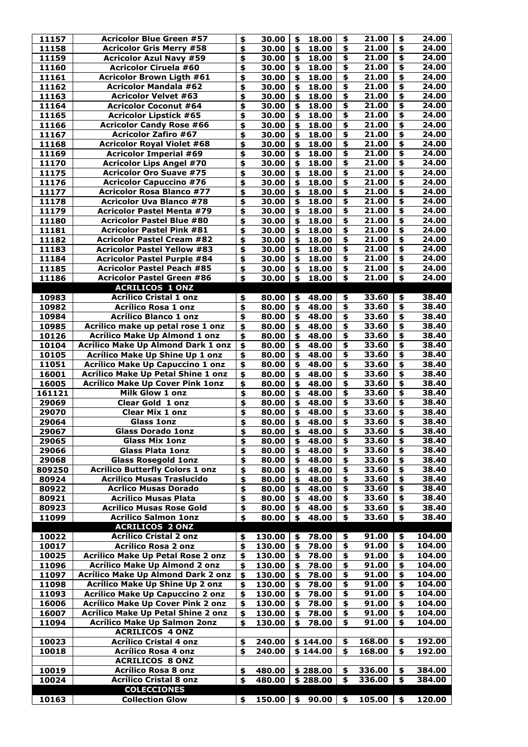| | | | | | |
|---|---|---|---|---|---|
| 11157 | Acricolor Blue Green #57 | $ 30.00 | $ 18.00 | $ 21.00 | $ 24.00 |
| 11158 | Acricolor Gris Merry #58 | $ 30.00 | $ 18.00 | $ 21.00 | $ 24.00 |
| 11159 | Acricolor Azul Navy #59 | $ 30.00 | $ 18.00 | $ 21.00 | $ 24.00 |
| 11160 | Acricolor Ciruela #60 | $ 30.00 | $ 18.00 | $ 21.00 | $ 24.00 |
| 11161 | Acricolor Brown Ligth #61 | $ 30.00 | $ 18.00 | $ 21.00 | $ 24.00 |
| 11162 | Acricolor Mandala #62 | $ 30.00 | $ 18.00 | $ 21.00 | $ 24.00 |
| 11163 | Acricolor Velvet #63 | $ 30.00 | $ 18.00 | $ 21.00 | $ 24.00 |
| 11164 | Acricolor Coconut #64 | $ 30.00 | $ 18.00 | $ 21.00 | $ 24.00 |
| 11165 | Acricolor Lipstick #65 | $ 30.00 | $ 18.00 | $ 21.00 | $ 24.00 |
| 11166 | Acricolor Candy Rose #66 | $ 30.00 | $ 18.00 | $ 21.00 | $ 24.00 |
| 11167 | Acricolor Zafiro #67 | $ 30.00 | $ 18.00 | $ 21.00 | $ 24.00 |
| 11168 | Acricolor Royal Violet #68 | $ 30.00 | $ 18.00 | $ 21.00 | $ 24.00 |
| 11169 | Acricolor Imperial #69 | $ 30.00 | $ 18.00 | $ 21.00 | $ 24.00 |
| 11170 | Acricolor Lips Angel #70 | $ 30.00 | $ 18.00 | $ 21.00 | $ 24.00 |
| 11175 | Acricolor Oro Suave #75 | $ 30.00 | $ 18.00 | $ 21.00 | $ 24.00 |
| 11176 | Acricolor Capuccino #76 | $ 30.00 | $ 18.00 | $ 21.00 | $ 24.00 |
| 11177 | Acricolor Rosa Blanco #77 | $ 30.00 | $ 18.00 | $ 21.00 | $ 24.00 |
| 11178 | Acricolor Uva Blanco #78 | $ 30.00 | $ 18.00 | $ 21.00 | $ 24.00 |
| 11179 | Acricolor Pastel Menta #79 | $ 30.00 | $ 18.00 | $ 21.00 | $ 24.00 |
| 11180 | Acricolor Pastel Blue #80 | $ 30.00 | $ 18.00 | $ 21.00 | $ 24.00 |
| 11181 | Acricolor Pastel Pink #81 | $ 30.00 | $ 18.00 | $ 21.00 | $ 24.00 |
| 11182 | Acricolor Pastel Cream #82 | $ 30.00 | $ 18.00 | $ 21.00 | $ 24.00 |
| 11183 | Acricolor Pastel Yellow #83 | $ 30.00 | $ 18.00 | $ 21.00 | $ 24.00 |
| 11184 | Acricolor Pastel Purple #84 | $ 30.00 | $ 18.00 | $ 21.00 | $ 24.00 |
| 11185 | Acricolor Pastel Peach #85 | $ 30.00 | $ 18.00 | $ 21.00 | $ 24.00 |
| 11186 | Acricolor Pastel Green #86 | $ 30.00 | $ 18.00 | $ 21.00 | $ 24.00 |
| | **ACRILICOS 1 ONZ** | | | | |
| 10983 | Acrílico Cristal 1 onz | $ 80.00 | $ 48.00 | $ 33.60 | $ 38.40 |
| 10982 | Acrílico Rosa 1 onz | $ 80.00 | $ 48.00 | $ 33.60 | $ 38.40 |
| 10984 | Acrílico Blanco 1 onz | $ 80.00 | $ 48.00 | $ 33.60 | $ 38.40 |
| 10985 | Acrílico make up petal rose 1 onz | $ 80.00 | $ 48.00 | $ 33.60 | $ 38.40 |
| 10126 | Acrílico Make Up Almond 1 onz | $ 80.00 | $ 48.00 | $ 33.60 | $ 38.40 |
| 10104 | Acrílico Make Up Almond Dark 1 onz | $ 80.00 | $ 48.00 | $ 33.60 | $ 38.40 |
| 10105 | Acrílico Make Up Shine Up 1 onz | $ 80.00 | $ 48.00 | $ 33.60 | $ 38.40 |
| 11051 | Acrílico Make Up Capuccino 1 onz | $ 80.00 | $ 48.00 | $ 33.60 | $ 38.40 |
| 16001 | Acrílico Make Up Petal Shine 1 onz | $ 80.00 | $ 48.00 | $ 33.60 | $ 38.40 |
| 16005 | Acrílico Make Up Cover Pink 1onz | $ 80.00 | $ 48.00 | $ 33.60 | $ 38.40 |
| 161121 | Milk Glow 1 onz | $ 80.00 | $ 48.00 | $ 33.60 | $ 38.40 |
| 29069 | Clear Gold 1 onz | $ 80.00 | $ 48.00 | $ 33.60 | $ 38.40 |
| 29070 | Clear Mix 1 onz | $ 80.00 | $ 48.00 | $ 33.60 | $ 38.40 |
| 29064 | Glass 1onz | $ 80.00 | $ 48.00 | $ 33.60 | $ 38.40 |
| 29067 | Glass Dorado 1onz | $ 80.00 | $ 48.00 | $ 33.60 | $ 38.40 |
| 29065 | Glass Mix 1onz | $ 80.00 | $ 48.00 | $ 33.60 | $ 38.40 |
| 29066 | Glass Plata 1onz | $ 80.00 | $ 48.00 | $ 33.60 | $ 38.40 |
| 29068 | Glass Rosegold 1onz | $ 80.00 | $ 48.00 | $ 33.60 | $ 38.40 |
| 809250 | Acrilico Butterfly Colors 1 onz | $ 80.00 | $ 48.00 | $ 33.60 | $ 38.40 |
| 80924 | Acrilico Musas Traslucido | $ 80.00 | $ 48.00 | $ 33.60 | $ 38.40 |
| 80922 | Acrlico Musas Dorado | $ 80.00 | $ 48.00 | $ 33.60 | $ 38.40 |
| 80921 | Acrilico Musas Plata | $ 80.00 | $ 48.00 | $ 33.60 | $ 38.40 |
| 80923 | Acrilico Musas Rose Gold | $ 80.00 | $ 48.00 | $ 33.60 | $ 38.40 |
| 11099 | Acrilico Salmon 1onz | $ 80.00 | $ 48.00 | $ 33.60 | $ 38.40 |
| | **ACRILICOS 2 ONZ** | | | | |
| 10022 | Acrílico Cristal 2 onz | $ 130.00 | $ 78.00 | $ 91.00 | $ 104.00 |
| 10017 | Acrílico Rosa 2 onz | $ 130.00 | $ 78.00 | $ 91.00 | $ 104.00 |
| 10025 | Acrílico Make Up Petal Rose 2 onz | $ 130.00 | $ 78.00 | $ 91.00 | $ 104.00 |
| 11096 | Acrílico Make Up Almond 2 onz | $ 130.00 | $ 78.00 | $ 91.00 | $ 104.00 |
| 11097 | Acrílico Make Up Almond Dark 2 onz | $ 130.00 | $ 78.00 | $ 91.00 | $ 104.00 |
| 11098 | Acrílico Make Up Shine Up 2 onz | $ 130.00 | $ 78.00 | $ 91.00 | $ 104.00 |
| 11093 | Acrílico Make Up Capuccino 2 onz | $ 130.00 | $ 78.00 | $ 91.00 | $ 104.00 |
| 16006 | Acrílico Make Up Cover Pink 2 onz | $ 130.00 | $ 78.00 | $ 91.00 | $ 104.00 |
| 16007 | Acrílico Make Up Petal Shine 2 onz | $ 130.00 | $ 78.00 | $ 91.00 | $ 104.00 |
| 11094 | Acrílico Make Up Salmon 2onz | $ 130.00 | $ 78.00 | $ 91.00 | $ 104.00 |
| | **ACRILICOS 4 ONZ** | | | | |
| 10023 | Acrílico Cristal 4 onz | $ 240.00 | $ 144.00 | $ 168.00 | $ 192.00 |
| 10018 | Acrílico Rosa 4 onz | $ 240.00 | $ 144.00 | $ 168.00 | $ 192.00 |
| | **ACRILICOS 8 ONZ** | | | | |
| 10019 | Acrílico Rosa 8 onz | $ 480.00 | $ 288.00 | $ 336.00 | $ 384.00 |
| 10024 | Acrílico Cristal 8 onz | $ 480.00 | $ 288.00 | $ 336.00 | $ 384.00 |
| | **COLECCIONES** | | | | |
| 10163 | Collection Glow | $ 150.00 | $ 90.00 | $ 105.00 | $ 120.00 |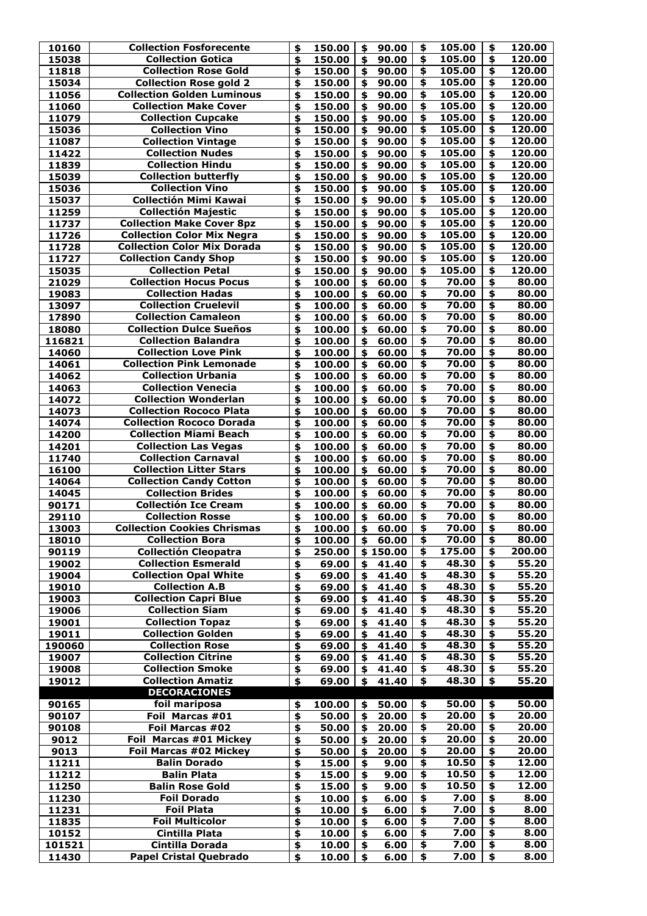| | | | | | | | | | |
|---|---|---|---|---|---|---|---|---|---|
| 10160 | Collection Fosforecente | $ | 150.00 | $ | 90.00 | $ | 105.00 | $ | 120.00 |
| 15038 | Collection Gotica | $ | 150.00 | $ | 90.00 | $ | 105.00 | $ | 120.00 |
| 11818 | Collection Rose Gold | $ | 150.00 | $ | 90.00 | $ | 105.00 | $ | 120.00 |
| 15034 | Collection Rose gold 2 | $ | 150.00 | $ | 90.00 | $ | 105.00 | $ | 120.00 |
| 11056 | Collection Golden Luminous | $ | 150.00 | $ | 90.00 | $ | 105.00 | $ | 120.00 |
| 11060 | Collection Make Cover | $ | 150.00 | $ | 90.00 | $ | 105.00 | $ | 120.00 |
| 11079 | Collection Cupcake | $ | 150.00 | $ | 90.00 | $ | 105.00 | $ | 120.00 |
| 15036 | Collection Vino | $ | 150.00 | $ | 90.00 | $ | 105.00 | $ | 120.00 |
| 11087 | Collection Vintage | $ | 150.00 | $ | 90.00 | $ | 105.00 | $ | 120.00 |
| 11422 | Collection Nudes | $ | 150.00 | $ | 90.00 | $ | 105.00 | $ | 120.00 |
| 11839 | Collection Hindu | $ | 150.00 | $ | 90.00 | $ | 105.00 | $ | 120.00 |
| 15039 | Collection butterfly | $ | 150.00 | $ | 90.00 | $ | 105.00 | $ | 120.00 |
| 15036 | Collection Vino | $ | 150.00 | $ | 90.00 | $ | 105.00 | $ | 120.00 |
| 15037 | Collectión Mimi Kawai | $ | 150.00 | $ | 90.00 | $ | 105.00 | $ | 120.00 |
| 11259 | Collectión Majestic | $ | 150.00 | $ | 90.00 | $ | 105.00 | $ | 120.00 |
| 11737 | Collection Make Cover 8pz | $ | 150.00 | $ | 90.00 | $ | 105.00 | $ | 120.00 |
| 11726 | Collection Color Mix Negra | $ | 150.00 | $ | 90.00 | $ | 105.00 | $ | 120.00 |
| 11728 | Collection Color Mix Dorada | $ | 150.00 | $ | 90.00 | $ | 105.00 | $ | 120.00 |
| 11727 | Collection Candy Shop | $ | 150.00 | $ | 90.00 | $ | 105.00 | $ | 120.00 |
| 15035 | Collection Petal | $ | 150.00 | $ | 90.00 | $ | 105.00 | $ | 120.00 |
| 21029 | Collection Hocus Pocus | $ | 100.00 | $ | 60.00 | $ | 70.00 | $ | 80.00 |
| 19083 | Collection Hadas | $ | 100.00 | $ | 60.00 | $ | 70.00 | $ | 80.00 |
| 13097 | Collection Cruelevil | $ | 100.00 | $ | 60.00 | $ | 70.00 | $ | 80.00 |
| 17890 | Collection Camaleon | $ | 100.00 | $ | 60.00 | $ | 70.00 | $ | 80.00 |
| 18080 | Collection Dulce Sueños | $ | 100.00 | $ | 60.00 | $ | 70.00 | $ | 80.00 |
| 116821 | Collection Balandra | $ | 100.00 | $ | 60.00 | $ | 70.00 | $ | 80.00 |
| 14060 | Collection Love Pink | $ | 100.00 | $ | 60.00 | $ | 70.00 | $ | 80.00 |
| 14061 | Collection Pink Lemonade | $ | 100.00 | $ | 60.00 | $ | 70.00 | $ | 80.00 |
| 14062 | Collection Urbania | $ | 100.00 | $ | 60.00 | $ | 70.00 | $ | 80.00 |
| 14063 | Collection Venecia | $ | 100.00 | $ | 60.00 | $ | 70.00 | $ | 80.00 |
| 14072 | Collection Wonderlan | $ | 100.00 | $ | 60.00 | $ | 70.00 | $ | 80.00 |
| 14073 | Collection Rococo Plata | $ | 100.00 | $ | 60.00 | $ | 70.00 | $ | 80.00 |
| 14074 | Collection Rococo Dorada | $ | 100.00 | $ | 60.00 | $ | 70.00 | $ | 80.00 |
| 14200 | Collection Miami Beach | $ | 100.00 | $ | 60.00 | $ | 70.00 | $ | 80.00 |
| 14201 | Collection Las Vegas | $ | 100.00 | $ | 60.00 | $ | 70.00 | $ | 80.00 |
| 11740 | Collection Carnaval | $ | 100.00 | $ | 60.00 | $ | 70.00 | $ | 80.00 |
| 16100 | Collection Litter Stars | $ | 100.00 | $ | 60.00 | $ | 70.00 | $ | 80.00 |
| 14064 | Collection Candy Cotton | $ | 100.00 | $ | 60.00 | $ | 70.00 | $ | 80.00 |
| 14045 | Collection Brides | $ | 100.00 | $ | 60.00 | $ | 70.00 | $ | 80.00 |
| 90171 | Collectión Ice Cream | $ | 100.00 | $ | 60.00 | $ | 70.00 | $ | 80.00 |
| 29110 | Collection Rosse | $ | 100.00 | $ | 60.00 | $ | 70.00 | $ | 80.00 |
| 13003 | Collection Cookies Chrismas | $ | 100.00 | $ | 60.00 | $ | 70.00 | $ | 80.00 |
| 18010 | Collection Bora | $ | 100.00 | $ | 60.00 | $ | 70.00 | $ | 80.00 |
| 90119 | Collectión Cleopatra | $ | 250.00 | $ | 150.00 | $ | 175.00 | $ | 200.00 |
| 19002 | Collection Esmerald | $ | 69.00 | $ | 41.40 | $ | 48.30 | $ | 55.20 |
| 19004 | Collection Opal White | $ | 69.00 | $ | 41.40 | $ | 48.30 | $ | 55.20 |
| 19010 | Collection A.B | $ | 69.00 | $ | 41.40 | $ | 48.30 | $ | 55.20 |
| 19003 | Collection Capri Blue | $ | 69.00 | $ | 41.40 | $ | 48.30 | $ | 55.20 |
| 19006 | Collection Siam | $ | 69.00 | $ | 41.40 | $ | 48.30 | $ | 55.20 |
| 19001 | Collection Topaz | $ | 69.00 | $ | 41.40 | $ | 48.30 | $ | 55.20 |
| 19011 | Collection Golden | $ | 69.00 | $ | 41.40 | $ | 48.30 | $ | 55.20 |
| 190060 | Collection Rose | $ | 69.00 | $ | 41.40 | $ | 48.30 | $ | 55.20 |
| 19007 | Collection Citrine | $ | 69.00 | $ | 41.40 | $ | 48.30 | $ | 55.20 |
| 19008 | Collection Smoke | $ | 69.00 | $ | 41.40 | $ | 48.30 | $ | 55.20 |
| 19012 | Collection Amatiz | $ | 69.00 | $ | 41.40 | $ | 48.30 | $ | 55.20 |
| | **DECORACIONES** | | | | | | | | |
| 90165 | foil mariposa | $ | 100.00 | $ | 50.00 | $ | 50.00 | $ | 50.00 |
| 90107 | Foil Marcas #01 | $ | 50.00 | $ | 20.00 | $ | 20.00 | $ | 20.00 |
| 90108 | Foil Marcas #02 | $ | 50.00 | $ | 20.00 | $ | 20.00 | $ | 20.00 |
| 9012 | Foil Marcas #01 Mickey | $ | 50.00 | $ | 20.00 | $ | 20.00 | $ | 20.00 |
| 9013 | Foil Marcas #02 Mickey | $ | 50.00 | $ | 20.00 | $ | 20.00 | $ | 20.00 |
| 11211 | Balin Dorado | $ | 15.00 | $ | 9.00 | $ | 10.50 | $ | 12.00 |
| 11212 | Balin Plata | $ | 15.00 | $ | 9.00 | $ | 10.50 | $ | 12.00 |
| 11250 | Balin Rose Gold | $ | 15.00 | $ | 9.00 | $ | 10.50 | $ | 12.00 |
| 11230 | Foil Dorado | $ | 10.00 | $ | 6.00 | $ | 7.00 | $ | 8.00 |
| 11231 | Foil Plata | $ | 10.00 | $ | 6.00 | $ | 7.00 | $ | 8.00 |
| 11835 | Foil Multicolor | $ | 10.00 | $ | 6.00 | $ | 7.00 | $ | 8.00 |
| 10152 | Cintilla Plata | $ | 10.00 | $ | 6.00 | $ | 7.00 | $ | 8.00 |
| 101521 | Cintilla Dorada | $ | 10.00 | $ | 6.00 | $ | 7.00 | $ | 8.00 |
| 11430 | Papel Cristal Quebrado | $ | 10.00 | $ | 6.00 | $ | 7.00 | $ | 8.00 |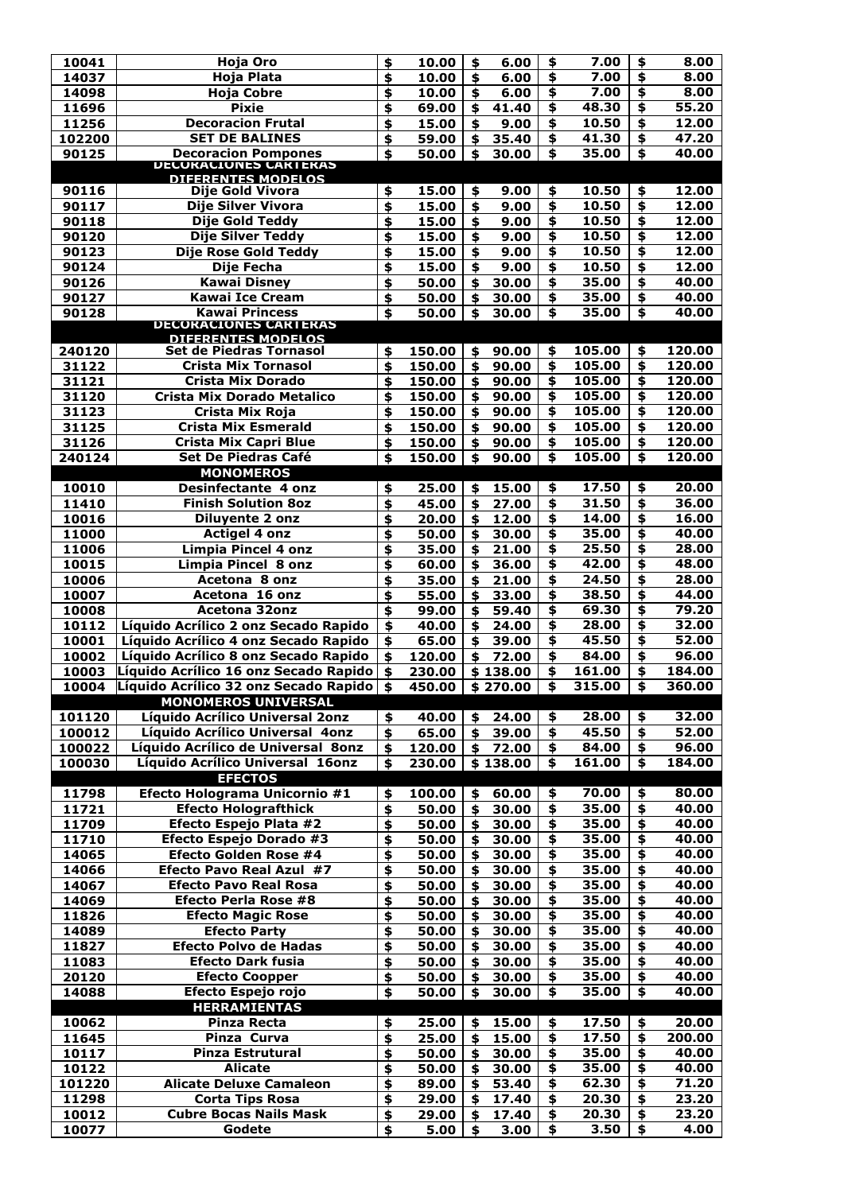| | | | | | |
|---|---|---|---|---|---|
| 10041 | Hoja Oro | $ 10.00 | $ 6.00 | $ 7.00 | $ 8.00 |
| 14037 | Hoja Plata | $ 10.00 | $ 6.00 | $ 7.00 | $ 8.00 |
| 14098 | Hoja Cobre | $ 10.00 | $ 6.00 | $ 7.00 | $ 8.00 |
| 11696 | Pixie | $ 69.00 | $ 41.40 | $ 48.30 | $ 55.20 |
| 11256 | Decoracion Frutal | $ 15.00 | $ 9.00 | $ 10.50 | $ 12.00 |
| 102200 | SET DE BALINES | $ 59.00 | $ 35.40 | $ 41.30 | $ 47.20 |
| 90125 | Decoracion Pompones | $ 50.00 | $ 30.00 | $ 35.00 | $ 40.00 |
| | **DECORACIONES CARTERAS DIFERENTES MODELOS** | | | | |
| 90116 | Dije Gold Vivora | $ 15.00 | $ 9.00 | $ 10.50 | $ 12.00 |
| 90117 | Dije Silver Vivora | $ 15.00 | $ 9.00 | $ 10.50 | $ 12.00 |
| 90118 | Dije Gold Teddy | $ 15.00 | $ 9.00 | $ 10.50 | $ 12.00 |
| 90120 | Dije Silver Teddy | $ 15.00 | $ 9.00 | $ 10.50 | $ 12.00 |
| 90123 | Dije Rose Gold Teddy | $ 15.00 | $ 9.00 | $ 10.50 | $ 12.00 |
| 90124 | Dije Fecha | $ 15.00 | $ 9.00 | $ 10.50 | $ 12.00 |
| 90126 | Kawai Disney | $ 50.00 | $ 30.00 | $ 35.00 | $ 40.00 |
| 90127 | Kawai Ice Cream | $ 50.00 | $ 30.00 | $ 35.00 | $ 40.00 |
| 90128 | Kawai Princess | $ 50.00 | $ 30.00 | $ 35.00 | $ 40.00 |
| | **DECORACIONES CARTERAS DIFERENTES MODELOS** | | | | |
| 240120 | Set de Piedras Tornasol | $ 150.00 | $ 90.00 | $ 105.00 | $ 120.00 |
| 31122 | Crista Mix Tornasol | $ 150.00 | $ 90.00 | $ 105.00 | $ 120.00 |
| 31121 | Crista Mix Dorado | $ 150.00 | $ 90.00 | $ 105.00 | $ 120.00 |
| 31120 | Crista Mix Dorado Metalico | $ 150.00 | $ 90.00 | $ 105.00 | $ 120.00 |
| 31123 | Crista Mix Roja | $ 150.00 | $ 90.00 | $ 105.00 | $ 120.00 |
| 31125 | Crista Mix Esmerald | $ 150.00 | $ 90.00 | $ 105.00 | $ 120.00 |
| 31126 | Crista Mix Capri Blue | $ 150.00 | $ 90.00 | $ 105.00 | $ 120.00 |
| 240124 | Set De Piedras Café | $ 150.00 | $ 90.00 | $ 105.00 | $ 120.00 |
| | **MONOMEROS** | | | | |
| 10010 | Desinfectante 4 onz | $ 25.00 | $ 15.00 | $ 17.50 | $ 20.00 |
| 11410 | Finish Solution 8oz | $ 45.00 | $ 27.00 | $ 31.50 | $ 36.00 |
| 10016 | Diluyente 2 onz | $ 20.00 | $ 12.00 | $ 14.00 | $ 16.00 |
| 11000 | Actigel 4 onz | $ 50.00 | $ 30.00 | $ 35.00 | $ 40.00 |
| 11006 | Limpia Pincel 4 onz | $ 35.00 | $ 21.00 | $ 25.50 | $ 28.00 |
| 10015 | Limpia Pincel 8 onz | $ 60.00 | $ 36.00 | $ 42.00 | $ 48.00 |
| 10006 | Acetona 8 onz | $ 35.00 | $ 21.00 | $ 24.50 | $ 28.00 |
| 10007 | Acetona 16 onz | $ 55.00 | $ 33.00 | $ 38.50 | $ 44.00 |
| 10008 | Acetona 32onz | $ 99.00 | $ 59.40 | $ 69.30 | $ 79.20 |
| 10112 | Líquido Acrílico 2 onz Secado Rapido | $ 40.00 | $ 24.00 | $ 28.00 | $ 32.00 |
| 10001 | Líquido Acrílico 4 onz Secado Rapido | $ 65.00 | $ 39.00 | $ 45.50 | $ 52.00 |
| 10002 | Líquido Acrílico 8 onz Secado Rapido | $ 120.00 | $ 72.00 | $ 84.00 | $ 96.00 |
| 10003 | Líquido Acrílico 16 onz Secado Rapido | $ 230.00 | $ 138.00 | $ 161.00 | $ 184.00 |
| 10004 | Líquido Acrílico 32 onz Secado Rapido | $ 450.00 | $ 270.00 | $ 315.00 | $ 360.00 |
| | **MONOMEROS UNIVERSAL** | | | | |
| 101120 | Líquido Acrílico Universal 2onz | $ 40.00 | $ 24.00 | $ 28.00 | $ 32.00 |
| 100012 | Líquido Acrílico Universal 4onz | $ 65.00 | $ 39.00 | $ 45.50 | $ 52.00 |
| 100022 | Líquido Acrílico de Universal 8onz | $ 120.00 | $ 72.00 | $ 84.00 | $ 96.00 |
| 100030 | Líquido Acrílico Universal 16onz | $ 230.00 | $ 138.00 | $ 161.00 | $ 184.00 |
| | **EFECTOS** | | | | |
| 11798 | Efecto Holograma Unicornio #1 | $ 100.00 | $ 60.00 | $ 70.00 | $ 80.00 |
| 11721 | Efecto Holografthick | $ 50.00 | $ 30.00 | $ 35.00 | $ 40.00 |
| 11709 | Efecto Espejo Plata #2 | $ 50.00 | $ 30.00 | $ 35.00 | $ 40.00 |
| 11710 | Efecto Espejo Dorado #3 | $ 50.00 | $ 30.00 | $ 35.00 | $ 40.00 |
| 14065 | Efecto Golden Rose #4 | $ 50.00 | $ 30.00 | $ 35.00 | $ 40.00 |
| 14066 | Efecto Pavo Real Azul #7 | $ 50.00 | $ 30.00 | $ 35.00 | $ 40.00 |
| 14067 | Efecto Pavo Real Rosa | $ 50.00 | $ 30.00 | $ 35.00 | $ 40.00 |
| 14069 | Efecto Perla Rose #8 | $ 50.00 | $ 30.00 | $ 35.00 | $ 40.00 |
| 11826 | Efecto Magic Rose | $ 50.00 | $ 30.00 | $ 35.00 | $ 40.00 |
| 14089 | Efecto Party | $ 50.00 | $ 30.00 | $ 35.00 | $ 40.00 |
| 11827 | Efecto Polvo de Hadas | $ 50.00 | $ 30.00 | $ 35.00 | $ 40.00 |
| 11083 | Efecto Dark fusia | $ 50.00 | $ 30.00 | $ 35.00 | $ 40.00 |
| 20120 | Efecto Coopper | $ 50.00 | $ 30.00 | $ 35.00 | $ 40.00 |
| 14088 | Efecto Espejo rojo | $ 50.00 | $ 30.00 | $ 35.00 | $ 40.00 |
| | **HERRAMIENTAS** | | | | |
| 10062 | Pinza Recta | $ 25.00 | $ 15.00 | $ 17.50 | $ 20.00 |
| 11645 | Pinza Curva | $ 25.00 | $ 15.00 | $ 17.50 | $ 200.00 |
| 10117 | Pinza Estrutural | $ 50.00 | $ 30.00 | $ 35.00 | $ 40.00 |
| 10122 | Alicate | $ 50.00 | $ 30.00 | $ 35.00 | $ 40.00 |
| 101220 | Alicate Deluxe Camaleon | $ 89.00 | $ 53.40 | $ 62.30 | $ 71.20 |
| 11298 | Corta Tips Rosa | $ 29.00 | $ 17.40 | $ 20.30 | $ 23.20 |
| 10012 | Cubre Bocas Nails Mask | $ 29.00 | $ 17.40 | $ 20.30 | $ 23.20 |
| 10077 | Godete | $ 5.00 | $ 3.00 | $ 3.50 | $ 4.00 |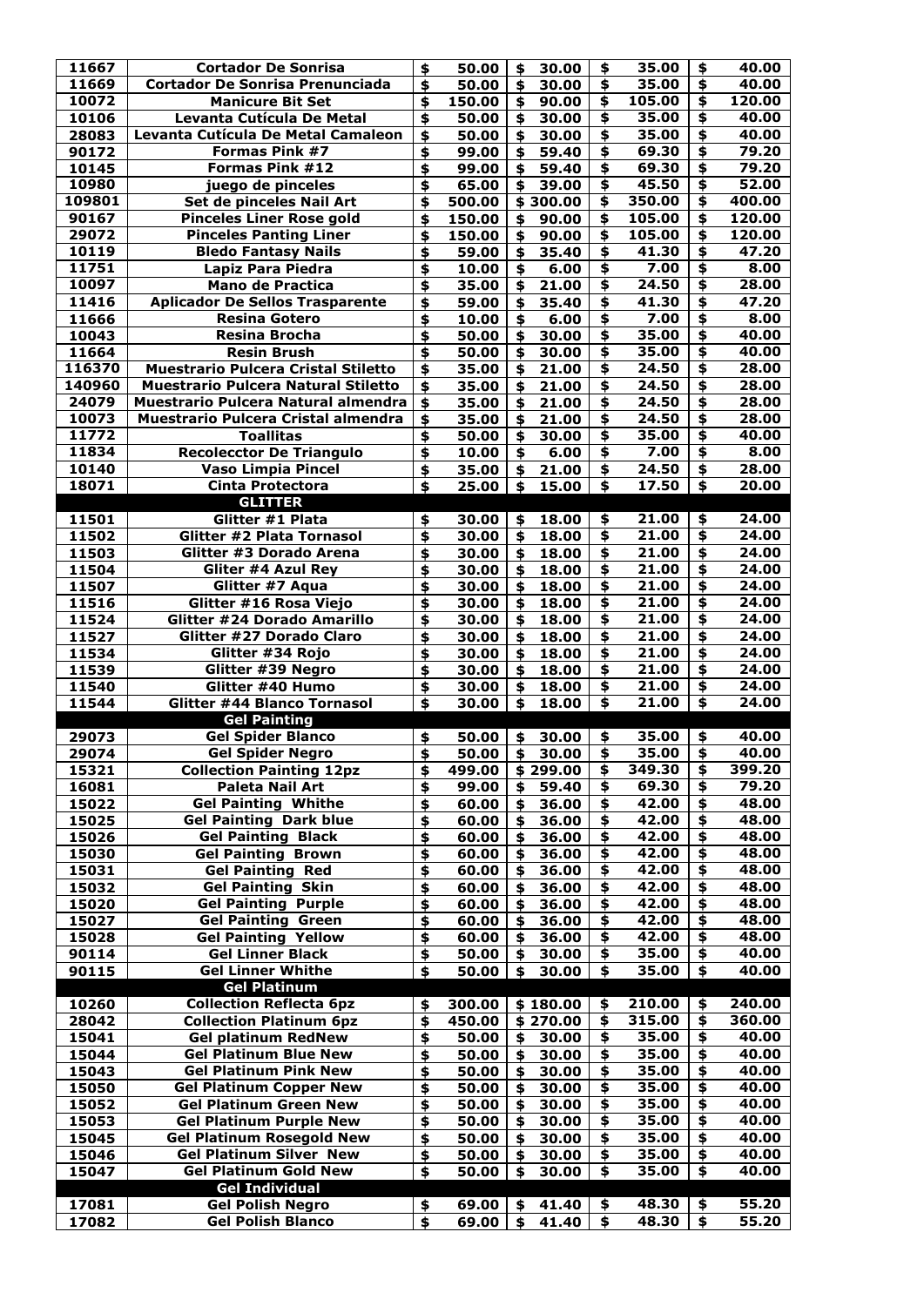| | | | | | |
|---|---|---|---|---|---|
| 11667 | Cortador De Sonrisa | $ 50.00 | $ 30.00 | $ 35.00 | $ 40.00 |
| 11669 | Cortador De Sonrisa Prenunciada | $ 50.00 | $ 30.00 | $ 35.00 | $ 40.00 |
| 10072 | Manicure Bit Set | $ 150.00 | $ 90.00 | $ 105.00 | $ 120.00 |
| 10106 | Levanta Cutícula De Metal | $ 50.00 | $ 30.00 | $ 35.00 | $ 40.00 |
| 28083 | Levanta Cutícula De Metal Camaleon | $ 50.00 | $ 30.00 | $ 35.00 | $ 40.00 |
| 90172 | Formas Pink #7 | $ 99.00 | $ 59.40 | $ 69.30 | $ 79.20 |
| 10145 | Formas Pink #12 | $ 99.00 | $ 59.40 | $ 69.30 | $ 79.20 |
| 10980 | juego de pinceles | $ 65.00 | $ 39.00 | $ 45.50 | $ 52.00 |
| 109801 | Set de pinceles Nail Art | $ 500.00 | $ 300.00 | $ 350.00 | $ 400.00 |
| 90167 | Pinceles Liner Rose gold | $ 150.00 | $ 90.00 | $ 105.00 | $ 120.00 |
| 29072 | Pinceles Panting Liner | $ 150.00 | $ 90.00 | $ 105.00 | $ 120.00 |
| 10119 | Bledo Fantasy Nails | $ 59.00 | $ 35.40 | $ 41.30 | $ 47.20 |
| 11751 | Lapiz Para Piedra | $ 10.00 | $ 6.00 | $ 7.00 | $ 8.00 |
| 10097 | Mano de Practica | $ 35.00 | $ 21.00 | $ 24.50 | $ 28.00 |
| 11416 | Aplicador De Sellos Trasparente | $ 59.00 | $ 35.40 | $ 41.30 | $ 47.20 |
| 11666 | Resina Gotero | $ 10.00 | $ 6.00 | $ 7.00 | $ 8.00 |
| 10043 | Resina Brocha | $ 50.00 | $ 30.00 | $ 35.00 | $ 40.00 |
| 11664 | Resin Brush | $ 50.00 | $ 30.00 | $ 35.00 | $ 40.00 |
| 116370 | Muestrario Pulcera Cristal Stiletto | $ 35.00 | $ 21.00 | $ 24.50 | $ 28.00 |
| 140960 | Muestrario Pulcera Natural Stiletto | $ 35.00 | $ 21.00 | $ 24.50 | $ 28.00 |
| 24079 | Muestrario Pulcera Natural almendra | $ 35.00 | $ 21.00 | $ 24.50 | $ 28.00 |
| 10073 | Muestrario Pulcera Cristal almendra | $ 35.00 | $ 21.00 | $ 24.50 | $ 28.00 |
| 11772 | Toallitas | $ 50.00 | $ 30.00 | $ 35.00 | $ 40.00 |
| 11834 | Recolecctor De Triangulo | $ 10.00 | $ 6.00 | $ 7.00 | $ 8.00 |
| 10140 | Vaso Limpia Pincel | $ 35.00 | $ 21.00 | $ 24.50 | $ 28.00 |
| 18071 | Cinta Protectora | $ 25.00 | $ 15.00 | $ 17.50 | $ 20.00 |
| | **GLITTER** | | | | |
| 11501 | Glitter #1 Plata | $ 30.00 | $ 18.00 | $ 21.00 | $ 24.00 |
| 11502 | Glitter #2 Plata Tornasol | $ 30.00 | $ 18.00 | $ 21.00 | $ 24.00 |
| 11503 | Glitter #3 Dorado Arena | $ 30.00 | $ 18.00 | $ 21.00 | $ 24.00 |
| 11504 | Gliter #4 Azul Rey | $ 30.00 | $ 18.00 | $ 21.00 | $ 24.00 |
| 11507 | Glitter #7 Aqua | $ 30.00 | $ 18.00 | $ 21.00 | $ 24.00 |
| 11516 | Glitter #16 Rosa Viejo | $ 30.00 | $ 18.00 | $ 21.00 | $ 24.00 |
| 11524 | Glitter #24 Dorado Amarillo | $ 30.00 | $ 18.00 | $ 21.00 | $ 24.00 |
| 11527 | Glitter #27 Dorado Claro | $ 30.00 | $ 18.00 | $ 21.00 | $ 24.00 |
| 11534 | Glitter #34 Rojo | $ 30.00 | $ 18.00 | $ 21.00 | $ 24.00 |
| 11539 | Glitter #39 Negro | $ 30.00 | $ 18.00 | $ 21.00 | $ 24.00 |
| 11540 | Glitter #40 Humo | $ 30.00 | $ 18.00 | $ 21.00 | $ 24.00 |
| 11544 | Glitter #44 Blanco Tornasol | $ 30.00 | $ 18.00 | $ 21.00 | $ 24.00 |
| | **Gel Painting** | | | | |
| 29073 | Gel Spider Blanco | $ 50.00 | $ 30.00 | $ 35.00 | $ 40.00 |
| 29074 | Gel Spider Negro | $ 50.00 | $ 30.00 | $ 35.00 | $ 40.00 |
| 15321 | Collection Painting 12pz | $ 499.00 | $ 299.00 | $ 349.30 | $ 399.20 |
| 16081 | Paleta Nail Art | $ 99.00 | $ 59.40 | $ 69.30 | $ 79.20 |
| 15022 | Gel Painting Whithe | $ 60.00 | $ 36.00 | $ 42.00 | $ 48.00 |
| 15025 | Gel Painting Dark blue | $ 60.00 | $ 36.00 | $ 42.00 | $ 48.00 |
| 15026 | Gel Painting Black | $ 60.00 | $ 36.00 | $ 42.00 | $ 48.00 |
| 15030 | Gel Painting Brown | $ 60.00 | $ 36.00 | $ 42.00 | $ 48.00 |
| 15031 | Gel Painting Red | $ 60.00 | $ 36.00 | $ 42.00 | $ 48.00 |
| 15032 | Gel Painting Skin | $ 60.00 | $ 36.00 | $ 42.00 | $ 48.00 |
| 15020 | Gel Painting Purple | $ 60.00 | $ 36.00 | $ 42.00 | $ 48.00 |
| 15027 | Gel Painting Green | $ 60.00 | $ 36.00 | $ 42.00 | $ 48.00 |
| 15028 | Gel Painting Yellow | $ 60.00 | $ 36.00 | $ 42.00 | $ 48.00 |
| 90114 | Gel Linner Black | $ 50.00 | $ 30.00 | $ 35.00 | $ 40.00 |
| 90115 | Gel Linner Whithe | $ 50.00 | $ 30.00 | $ 35.00 | $ 40.00 |
| | **Gel Platinum** | | | | |
| 10260 | Collection Reflecta 6pz | $ 300.00 | $ 180.00 | $ 210.00 | $ 240.00 |
| 28042 | Collection Platinum 6pz | $ 450.00 | $ 270.00 | $ 315.00 | $ 360.00 |
| 15041 | Gel platinum RedNew | $ 50.00 | $ 30.00 | $ 35.00 | $ 40.00 |
| 15044 | Gel Platinum Blue New | $ 50.00 | $ 30.00 | $ 35.00 | $ 40.00 |
| 15043 | Gel Platinum Pink New | $ 50.00 | $ 30.00 | $ 35.00 | $ 40.00 |
| 15050 | Gel Platinum Copper New | $ 50.00 | $ 30.00 | $ 35.00 | $ 40.00 |
| 15052 | Gel Platinum Green New | $ 50.00 | $ 30.00 | $ 35.00 | $ 40.00 |
| 15053 | Gel Platinum Purple New | $ 50.00 | $ 30.00 | $ 35.00 | $ 40.00 |
| 15045 | Gel Platinum Rosegold New | $ 50.00 | $ 30.00 | $ 35.00 | $ 40.00 |
| 15046 | Gel Platinum Silver New | $ 50.00 | $ 30.00 | $ 35.00 | $ 40.00 |
| 15047 | Gel Platinum Gold New | $ 50.00 | $ 30.00 | $ 35.00 | $ 40.00 |
| | **Gel Individual** | | | | |
| 17081 | Gel Polish Negro | $ 69.00 | $ 41.40 | $ 48.30 | $ 55.20 |
| 17082 | Gel Polish Blanco | $ 69.00 | $ 41.40 | $ 48.30 | $ 55.20 |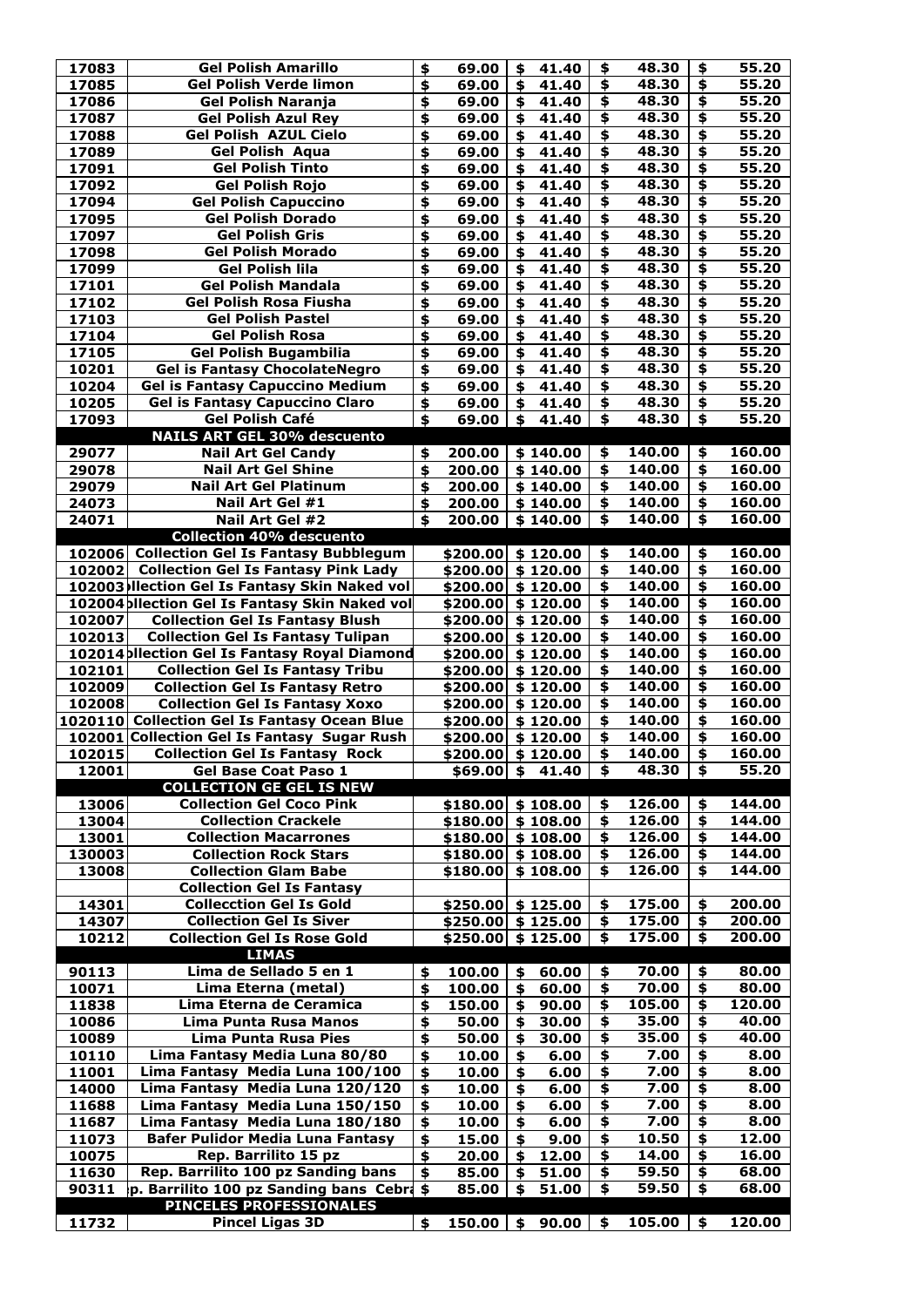| | | | | | |
|---|---|---|---|---|---|
| 17083 | Gel Polish Amarillo | $ 69.00 | $ 41.40 | $ 48.30 | $ 55.20 |
| 17085 | Gel Polish Verde limon | $ 69.00 | $ 41.40 | $ 48.30 | $ 55.20 |
| 17086 | Gel Polish Naranja | $ 69.00 | $ 41.40 | $ 48.30 | $ 55.20 |
| 17087 | Gel Polish Azul Rey | $ 69.00 | $ 41.40 | $ 48.30 | $ 55.20 |
| 17088 | Gel Polish AZUL Cielo | $ 69.00 | $ 41.40 | $ 48.30 | $ 55.20 |
| 17089 | Gel Polish Aqua | $ 69.00 | $ 41.40 | $ 48.30 | $ 55.20 |
| 17091 | Gel Polish Tinto | $ 69.00 | $ 41.40 | $ 48.30 | $ 55.20 |
| 17092 | Gel Polish Rojo | $ 69.00 | $ 41.40 | $ 48.30 | $ 55.20 |
| 17094 | Gel Polish Capuccino | $ 69.00 | $ 41.40 | $ 48.30 | $ 55.20 |
| 17095 | Gel Polish Dorado | $ 69.00 | $ 41.40 | $ 48.30 | $ 55.20 |
| 17097 | Gel Polish Gris | $ 69.00 | $ 41.40 | $ 48.30 | $ 55.20 |
| 17098 | Gel Polish Morado | $ 69.00 | $ 41.40 | $ 48.30 | $ 55.20 |
| 17099 | Gel Polish lila | $ 69.00 | $ 41.40 | $ 48.30 | $ 55.20 |
| 17101 | Gel Polish Mandala | $ 69.00 | $ 41.40 | $ 48.30 | $ 55.20 |
| 17102 | Gel Polish Rosa Fiusha | $ 69.00 | $ 41.40 | $ 48.30 | $ 55.20 |
| 17103 | Gel Polish Pastel | $ 69.00 | $ 41.40 | $ 48.30 | $ 55.20 |
| 17104 | Gel Polish Rosa | $ 69.00 | $ 41.40 | $ 48.30 | $ 55.20 |
| 17105 | Gel Polish Bugambilia | $ 69.00 | $ 41.40 | $ 48.30 | $ 55.20 |
| 10201 | Gel is Fantasy ChocolateNegro | $ 69.00 | $ 41.40 | $ 48.30 | $ 55.20 |
| 10204 | Gel is Fantasy Capuccino Medium | $ 69.00 | $ 41.40 | $ 48.30 | $ 55.20 |
| 10205 | Gel is Fantasy Capuccino Claro | $ 69.00 | $ 41.40 | $ 48.30 | $ 55.20 |
| 17093 | Gel Polish Café | $ 69.00 | $ 41.40 | $ 48.30 | $ 55.20 |
| | **NAILS ART GEL 30% descuento** | | | | |
| 29077 | Nail Art Gel Candy | $ 200.00 | $ 140.00 | $ 140.00 | $ 160.00 |
| 29078 | Nail Art Gel Shine | $ 200.00 | $ 140.00 | $ 140.00 | $ 160.00 |
| 29079 | Nail Art Gel Platinum | $ 200.00 | $ 140.00 | $ 140.00 | $ 160.00 |
| 24073 | Nail Art Gel #1 | $ 200.00 | $ 140.00 | $ 140.00 | $ 160.00 |
| 24071 | Nail Art Gel #2 | $ 200.00 | $ 140.00 | $ 140.00 | $ 160.00 |
| | **Collection 40% descuento** | | | | |
| 102006 | Collection Gel Is Fantasy Bubblegum | $200.00 | $ 120.00 | $ 140.00 | $ 160.00 |
| 102002 | Collection Gel Is Fantasy Pink Lady | $200.00 | $ 120.00 | $ 140.00 | $ 160.00 |
| 102003 | llection Gel Is Fantasy Skin Naked vol | $200.00 | $ 120.00 | $ 140.00 | $ 160.00 |
| 102004 | llection Gel Is Fantasy Skin Naked vol | $200.00 | $ 120.00 | $ 140.00 | $ 160.00 |
| 102007 | Collection Gel Is Fantasy Blush | $200.00 | $ 120.00 | $ 140.00 | $ 160.00 |
| 102013 | Collection Gel Is Fantasy Tulipan | $200.00 | $ 120.00 | $ 140.00 | $ 160.00 |
| 102014 | llection Gel Is Fantasy Royal Diamond | $200.00 | $ 120.00 | $ 140.00 | $ 160.00 |
| 102101 | Collection Gel Is Fantasy Tribu | $200.00 | $ 120.00 | $ 140.00 | $ 160.00 |
| 102009 | Collection Gel Is Fantasy Retro | $200.00 | $ 120.00 | $ 140.00 | $ 160.00 |
| 102008 | Collection Gel Is Fantasy Xoxo | $200.00 | $ 120.00 | $ 140.00 | $ 160.00 |
| 1020110 | Collection Gel Is Fantasy Ocean Blue | $200.00 | $ 120.00 | $ 140.00 | $ 160.00 |
| 102001 | Collection Gel Is Fantasy Sugar Rush | $200.00 | $ 120.00 | $ 140.00 | $ 160.00 |
| 102015 | Collection Gel Is Fantasy Rock | $200.00 | $ 120.00 | $ 140.00 | $ 160.00 |
| 12001 | Gel Base Coat Paso 1 | $69.00 | $ 41.40 | $ 48.30 | $ 55.20 |
| | **COLLECTION GE GEL IS NEW** | | | | |
| 13006 | Collection Gel Coco Pink | $180.00 | $ 108.00 | $ 126.00 | $ 144.00 |
| 13004 | Collection Crackele | $180.00 | $ 108.00 | $ 126.00 | $ 144.00 |
| 13001 | Collection Macarrones | $180.00 | $ 108.00 | $ 126.00 | $ 144.00 |
| 130003 | Collection Rock Stars | $180.00 | $ 108.00 | $ 126.00 | $ 144.00 |
| 13008 | Collection Glam Babe | $180.00 | $ 108.00 | $ 126.00 | $ 144.00 |
| | Collection Gel Is Fantasy | | | | |
| 14301 | Colleccion Gel Is Gold | $250.00 | $ 125.00 | $ 175.00 | $ 200.00 |
| 14307 | Collection Gel Is Siver | $250.00 | $ 125.00 | $ 175.00 | $ 200.00 |
| 10212 | Collection Gel Is Rose Gold | $250.00 | $ 125.00 | $ 175.00 | $ 200.00 |
| | **LIMAS** | | | | |
| 90113 | Lima de Sellado 5 en 1 | $ 100.00 | $ 60.00 | $ 70.00 | $ 80.00 |
| 10071 | Lima Eterna (metal) | $ 100.00 | $ 60.00 | $ 70.00 | $ 80.00 |
| 11838 | Lima Eterna de Ceramica | $ 150.00 | $ 90.00 | $ 105.00 | $ 120.00 |
| 10086 | Lima Punta Rusa Manos | $ 50.00 | $ 30.00 | $ 35.00 | $ 40.00 |
| 10089 | Lima Punta Rusa Pies | $ 50.00 | $ 30.00 | $ 35.00 | $ 40.00 |
| 10110 | Lima Fantasy Media Luna 80/80 | $ 10.00 | $ 6.00 | $ 7.00 | $ 8.00 |
| 11001 | Lima Fantasy Media Luna 100/100 | $ 10.00 | $ 6.00 | $ 7.00 | $ 8.00 |
| 14000 | Lima Fantasy Media Luna 120/120 | $ 10.00 | $ 6.00 | $ 7.00 | $ 8.00 |
| 11688 | Lima Fantasy Media Luna 150/150 | $ 10.00 | $ 6.00 | $ 7.00 | $ 8.00 |
| 11687 | Lima Fantasy Media Luna 180/180 | $ 10.00 | $ 6.00 | $ 7.00 | $ 8.00 |
| 11073 | Bafer Pulidor Media Luna Fantasy | $ 15.00 | $ 9.00 | $ 10.50 | $ 12.00 |
| 10075 | Rep. Barrilito 15 pz | $ 20.00 | $ 12.00 | $ 14.00 | $ 16.00 |
| 11630 | Rep. Barrilito 100 pz Sanding bans | $ 85.00 | $ 51.00 | $ 59.50 | $ 68.00 |
| 90311 | p. Barrilito 100 pz Sanding bans Cebra | $ 85.00 | $ 51.00 | $ 59.50 | $ 68.00 |
| | **PINCELES PROFESSIONALES** | | | | |
| 11732 | Pincel Ligas 3D | $ 150.00 | $ 90.00 | $ 105.00 | $ 120.00 |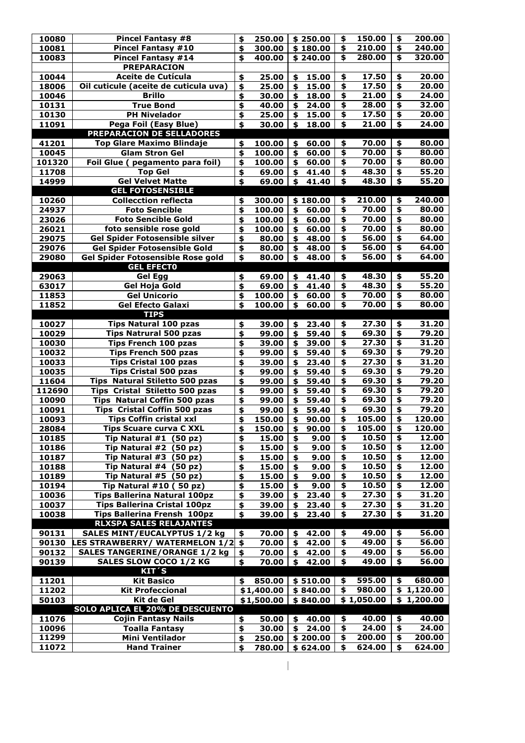| | | | | | |
|---|---|---|---|---|---|
| 10080 | Pincel Fantasy #8 | $ 250.00 | $ 250.00 | $ 150.00 | $ 200.00 |
| 10081 | Pincel Fantasy #10 | $ 300.00 | $ 180.00 | $ 210.00 | $ 240.00 |
| 10083 | Pincel Fantasy #14 | $ 400.00 | $ 240.00 | $ 280.00 | $ 320.00 |
| | **PREPARACION** | | | | |
| 10044 | Aceite de Cutícula | $ 25.00 | $ 15.00 | $ 17.50 | $ 20.00 |
| 18006 | Oil cuticule (aceite de cuticula uva) | $ 25.00 | $ 15.00 | $ 17.50 | $ 20.00 |
| 10046 | Brillo | $ 30.00 | $ 18.00 | $ 21.00 | $ 24.00 |
| 10131 | True Bond | $ 40.00 | $ 24.00 | $ 28.00 | $ 32.00 |
| 10130 | PH Nivelador | $ 25.00 | $ 15.00 | $ 17.50 | $ 20.00 |
| 11091 | Pega Foil (Easy Blue) | $ 30.00 | $ 18.00 | $ 21.00 | $ 24.00 |
| | **PREPARACION DE SELLADORES** | | | | |
| 41201 | Top Glare Maximo Blindaje | $ 100.00 | $ 60.00 | $ 70.00 | $ 80.00 |
| 10045 | Glam Stron Gel | $ 100.00 | $ 60.00 | $ 70.00 | $ 80.00 |
| 101320 | Foil Glue ( pegamento para foil) | $ 100.00 | $ 60.00 | $ 70.00 | $ 80.00 |
| 11708 | Top Gel | $ 69.00 | $ 41.40 | $ 48.30 | $ 55.20 |
| 14999 | Gel Velvet Matte | $ 69.00 | $ 41.40 | $ 48.30 | $ 55.20 |
| | **GEL FOTOSENSIBLE** | | | | |
| 10260 | Collecction reflecta | $ 300.00 | $ 180.00 | $ 210.00 | $ 240.00 |
| 24937 | Foto Sencible | $ 100.00 | $ 60.00 | $ 70.00 | $ 80.00 |
| 23026 | Foto Sencible Gold | $ 100.00 | $ 60.00 | $ 70.00 | $ 80.00 |
| 26021 | foto sensible rose gold | $ 100.00 | $ 60.00 | $ 70.00 | $ 80.00 |
| 29075 | Gel Spider Fotosensible silver | $ 80.00 | $ 48.00 | $ 56.00 | $ 64.00 |
| 29076 | Gel Spider Fotosensible Gold | $ 80.00 | $ 48.00 | $ 56.00 | $ 64.00 |
| 29080 | Gel Spider Fotosensible Rose gold | $ 80.00 | $ 48.00 | $ 56.00 | $ 64.00 |
| | **GEL EFECT0** | | | | |
| 29063 | Gel Egg | $ 69.00 | $ 41.40 | $ 48.30 | $ 55.20 |
| 63017 | Gel Hoja Gold | $ 69.00 | $ 41.40 | $ 48.30 | $ 55.20 |
| 11853 | Gel Unicorio | $ 100.00 | $ 60.00 | $ 70.00 | $ 80.00 |
| 11852 | Gel Efecto Galaxi | $ 100.00 | $ 60.00 | $ 70.00 | $ 80.00 |
| | **TIPS** | | | | |
| 10027 | Tips Natural 100 pzas | $ 39.00 | $ 23.40 | $ 27.30 | $ 31.20 |
| 10029 | Tips Natrural 500 pzas | $ 99.00 | $ 59.40 | $ 69.30 | $ 79.20 |
| 10030 | Tips French 100 pzas | $ 39.00 | $ 39.00 | $ 27.30 | $ 31.20 |
| 10032 | Tips French 500 pzas | $ 99.00 | $ 59.40 | $ 69.30 | $ 79.20 |
| 10033 | Tips Cristal 100 pzas | $ 39.00 | $ 23.40 | $ 27.30 | $ 31.20 |
| 10035 | Tips Cristal 500 pzas | $ 99.00 | $ 59.40 | $ 69.30 | $ 79.20 |
| 11604 | Tips Natural Stiletto 500 pzas | $ 99.00 | $ 59.40 | $ 69.30 | $ 79.20 |
| 112690 | Tips Cristal Stiletto 500 pzas | $ 99.00 | $ 59.40 | $ 69.30 | $ 79.20 |
| 10090 | Tips Natural Coffin 500 pzas | $ 99.00 | $ 59.40 | $ 69.30 | $ 79.20 |
| 10091 | Tips Cristal Coffin 500 pzas | $ 99.00 | $ 59.40 | $ 69.30 | $ 79.20 |
| 10093 | Tips Coffin cristal xxl | $ 150.00 | $ 90.00 | $ 105.00 | $ 120.00 |
| 28084 | Tips Scuare curva C XXL | $ 150.00 | $ 90.00 | $ 105.00 | $ 120.00 |
| 10185 | Tip Natural #1 (50 pz) | $ 15.00 | $ 9.00 | $ 10.50 | $ 12.00 |
| 10186 | Tip Natural #2 (50 pz) | $ 15.00 | $ 9.00 | $ 10.50 | $ 12.00 |
| 10187 | Tip Natural #3 (50 pz) | $ 15.00 | $ 9.00 | $ 10.50 | $ 12.00 |
| 10188 | Tip Natural #4 (50 pz) | $ 15.00 | $ 9.00 | $ 10.50 | $ 12.00 |
| 10189 | Tip Natural #5 (50 pz) | $ 15.00 | $ 9.00 | $ 10.50 | $ 12.00 |
| 10194 | Tip Natural #10 ( 50 pz) | $ 15.00 | $ 9.00 | $ 10.50 | $ 12.00 |
| 10036 | Tips Ballerina Natural 100pz | $ 39.00 | $ 23.40 | $ 27.30 | $ 31.20 |
| 10037 | Tips Ballerina Cristal 100pz | $ 39.00 | $ 23.40 | $ 27.30 | $ 31.20 |
| 10038 | Tips Ballerina Frensh 100pz | $ 39.00 | $ 23.40 | $ 27.30 | $ 31.20 |
| | **RLXSPA SALES RELAJANTES** | | | | |
| 90131 | SALES MINT/EUCALYPTUS 1/2 kg | $ 70.00 | $ 42.00 | $ 49.00 | $ 56.00 |
| 90130 | LES STRAWBERRY/ WATERMELON 1/2 | $ 70.00 | $ 42.00 | $ 49.00 | $ 56.00 |
| 90132 | SALES TANGERINE/ORANGE 1/2 kg | $ 70.00 | $ 42.00 | $ 49.00 | $ 56.00 |
| 90139 | SALES SLOW COCO 1/2 KG | $ 70.00 | $ 42.00 | $ 49.00 | $ 56.00 |
| | **KIT´S** | | | | |
| 11201 | Kit Basico | $ 850.00 | $ 510.00 | $ 595.00 | $ 680.00 |
| 11202 | Kit Profeccional | $1,400.00 | $ 840.00 | $ 980.00 | $ 1,120.00 |
| 50103 | Kit de Gel | $1,500.00 | $ 840.00 | $ 1,050.00 | $ 1,200.00 |
| | **SOLO APLICA EL 20% DE DESCUENTO** | | | | |
| 11076 | Cojin Fantasy Nails | $ 50.00 | $ 40.00 | $ 40.00 | $ 40.00 |
| 10096 | Toalla Fantasy | $ 30.00 | $ 24.00 | $ 24.00 | $ 24.00 |
| 11299 | Mini Ventilador | $ 250.00 | $ 200.00 | $ 200.00 | $ 200.00 |
| 11072 | Hand Trainer | $ 780.00 | $ 624.00 | $ 624.00 | $ 624.00 |